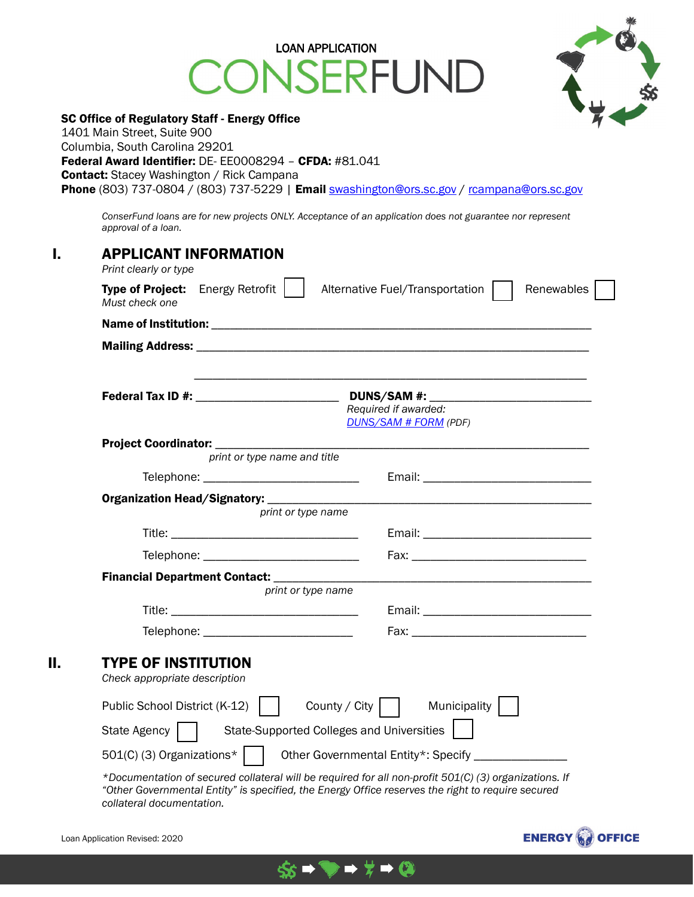LOAN APPLICATION

# CONSERFUND

**SC Office of Regulatory Staff - Energy Office**
1401 Main Street, Suite 900
Columbia, South Carolina 29201
**Federal Award Identifier:** DE- EE0008294 – **CFDA:** #81.041
**Contact:** Stacey Washington / Rick Campana
**Phone** (803) 737-0804 / (803) 737-5229 | **Email** swashington@ors.sc.gov / rcampana@ors.sc.gov

*ConserFund loans are for new projects ONLY. Acceptance of an application does not guarantee nor represent approval of a loan.*

## I. APPLICANT INFORMATION

*Print clearly or type*

**Type of Project:** Energy Retrofit ☐ Alternative Fuel/Transportation ☐ Renewables ☐
*Must check one*

**Name of Institution:** ______________________________________________

**Mailing Address:** ______________________________________________

______________________________________________

**Federal Tax ID #:** ____________________ **DUNS/SAM #:** ____________________
*Required if awarded:* *DUNS/SAM # FORM* (PDF)

**Project Coordinator:** ______________________________________________
*print or type name and title*

Telephone: ____________________ Email: ____________________

**Organization Head/Signatory:** ______________________________________________
*print or type name*

Title: ____________________ Email: ____________________

Telephone: ____________________ Fax: ____________________

**Financial Department Contact:** ______________________________________________
*print or type name*

Title: ____________________ Email: ____________________

Telephone: ____________________ Fax: ____________________

## II. TYPE OF INSTITUTION

*Check appropriate description*

Public School District (K-12) ☐ County / City ☐ Municipality ☐

State Agency ☐ State-Supported Colleges and Universities ☐

501(C) (3) Organizations* ☐ Other Governmental Entity*: Specify ______________

*\*Documentation of secured collateral will be required for all non-profit 501(C) (3) organizations. If "Other Governmental Entity" is specified, the Energy Office reserves the right to require secured collateral documentation.*

Loan Application Revised: 2020

ENERGY OFFICE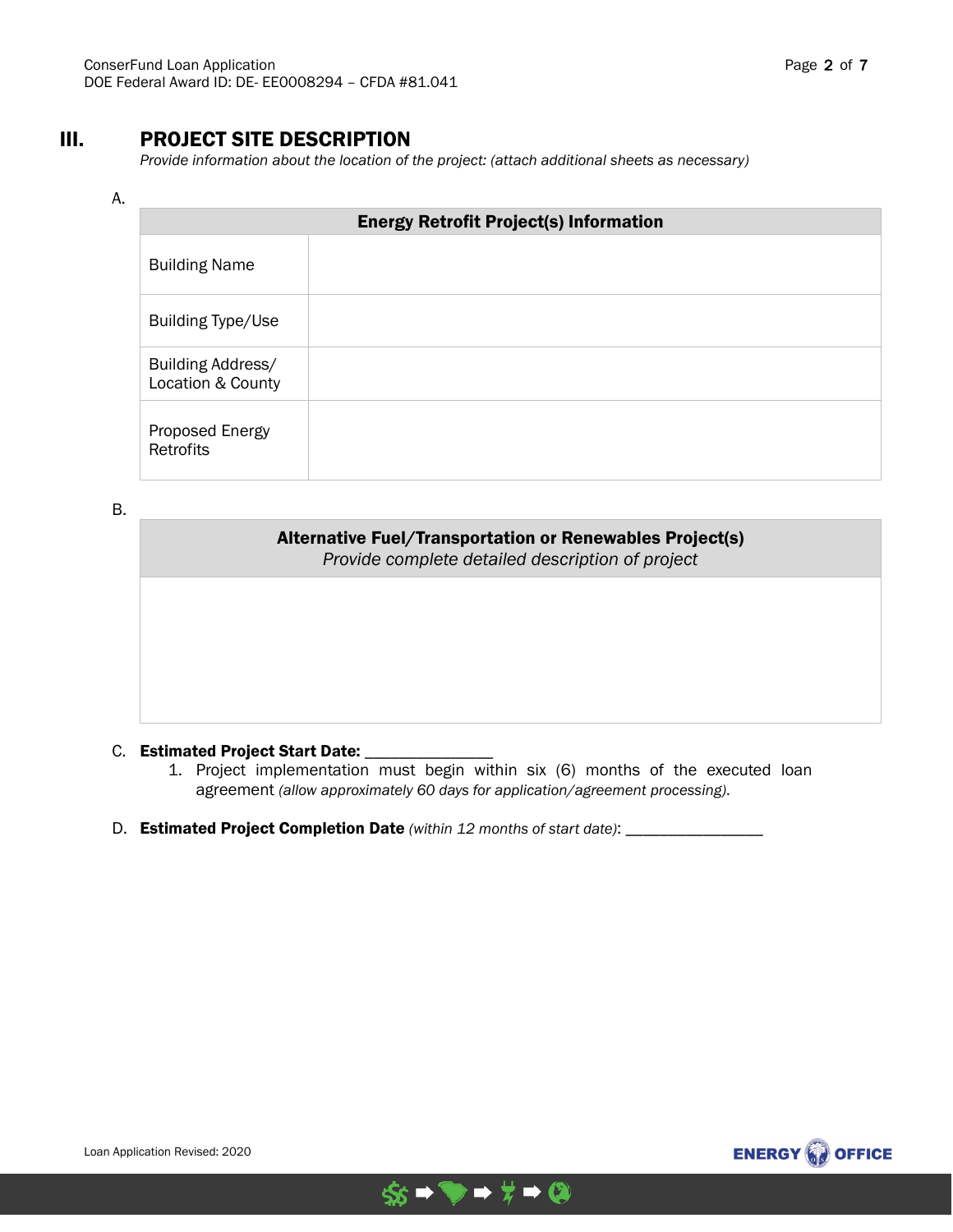## III. PROJECT SITE DESCRIPTION

*Provide information about the location of the project: (attach additional sheets as necessary)*

A.

| Energy Retrofit Project(s) Information | |
|---|---|
| Building Name | |
| Building Type/Use | |
| Building Address/ Location & County | |
| Proposed Energy Retrofits | |

B.

| **Alternative Fuel/Transportation or Renewables Project(s)** *Provide complete detailed description of project* |
|---|
| |

C. **Estimated Project Start Date:** _______________

1. Project implementation must begin within six (6) months of the executed loan agreement *(allow approximately 60 days for application/agreement processing)*.

D. **Estimated Project Completion Date** *(within 12 months of start date)*: ________________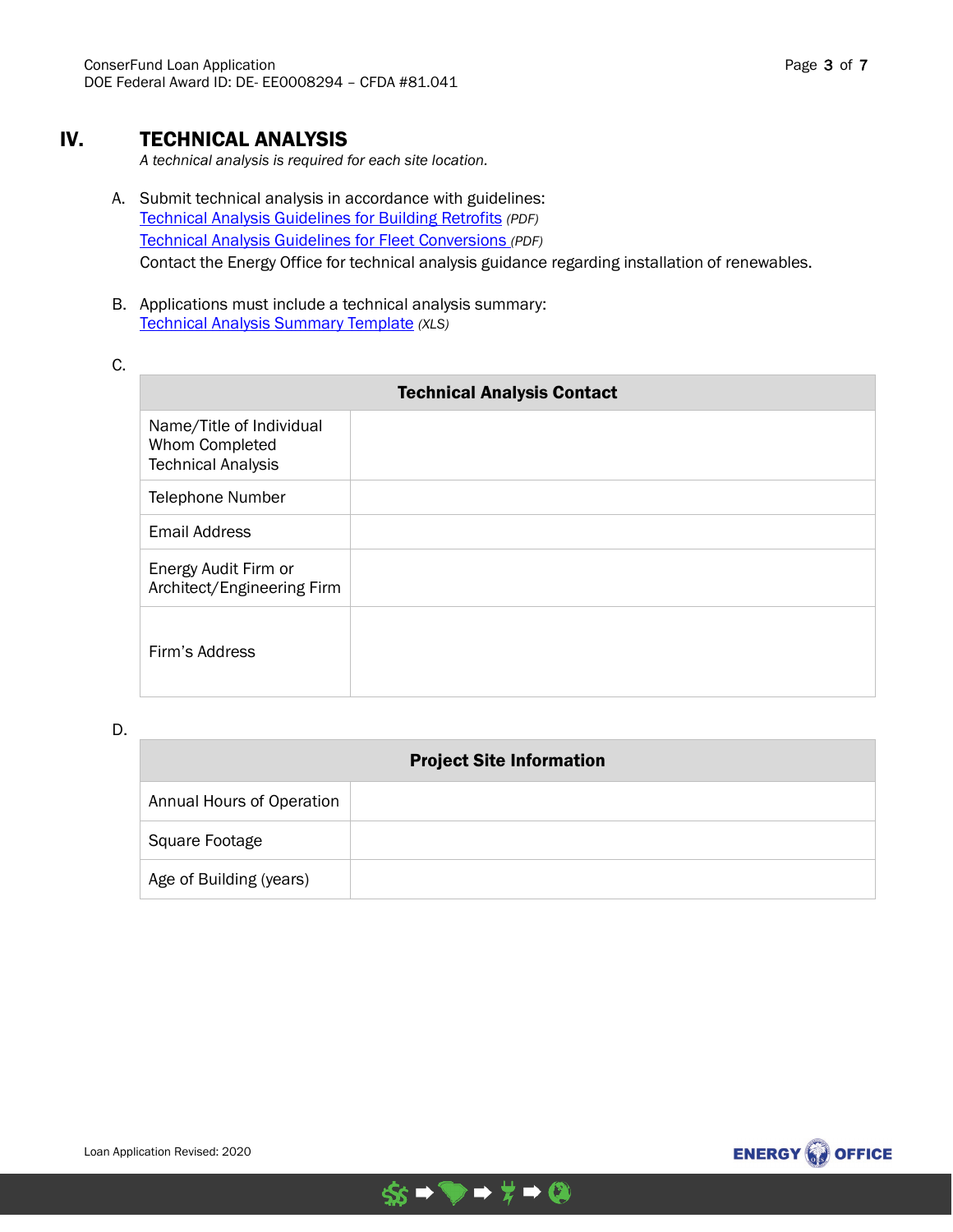## IV. TECHNICAL ANALYSIS

*A technical analysis is required for each site location.*

A. Submit technical analysis in accordance with guidelines:
   Technical Analysis Guidelines for Building Retrofits *(PDF)*
   Technical Analysis Guidelines for Fleet Conversions *(PDF)*
   Contact the Energy Office for technical analysis guidance regarding installation of renewables.

B. Applications must include a technical analysis summary:
   Technical Analysis Summary Template *(XLS)*

C.

| **Technical Analysis Contact** | |
|---|---|
| Name/Title of Individual Whom Completed Technical Analysis | |
| Telephone Number | |
| Email Address | |
| Energy Audit Firm or Architect/Engineering Firm | |
| Firm's Address | |

D.

| **Project Site Information** | |
|---|---|
| Annual Hours of Operation | |
| Square Footage | |
| Age of Building (years) | |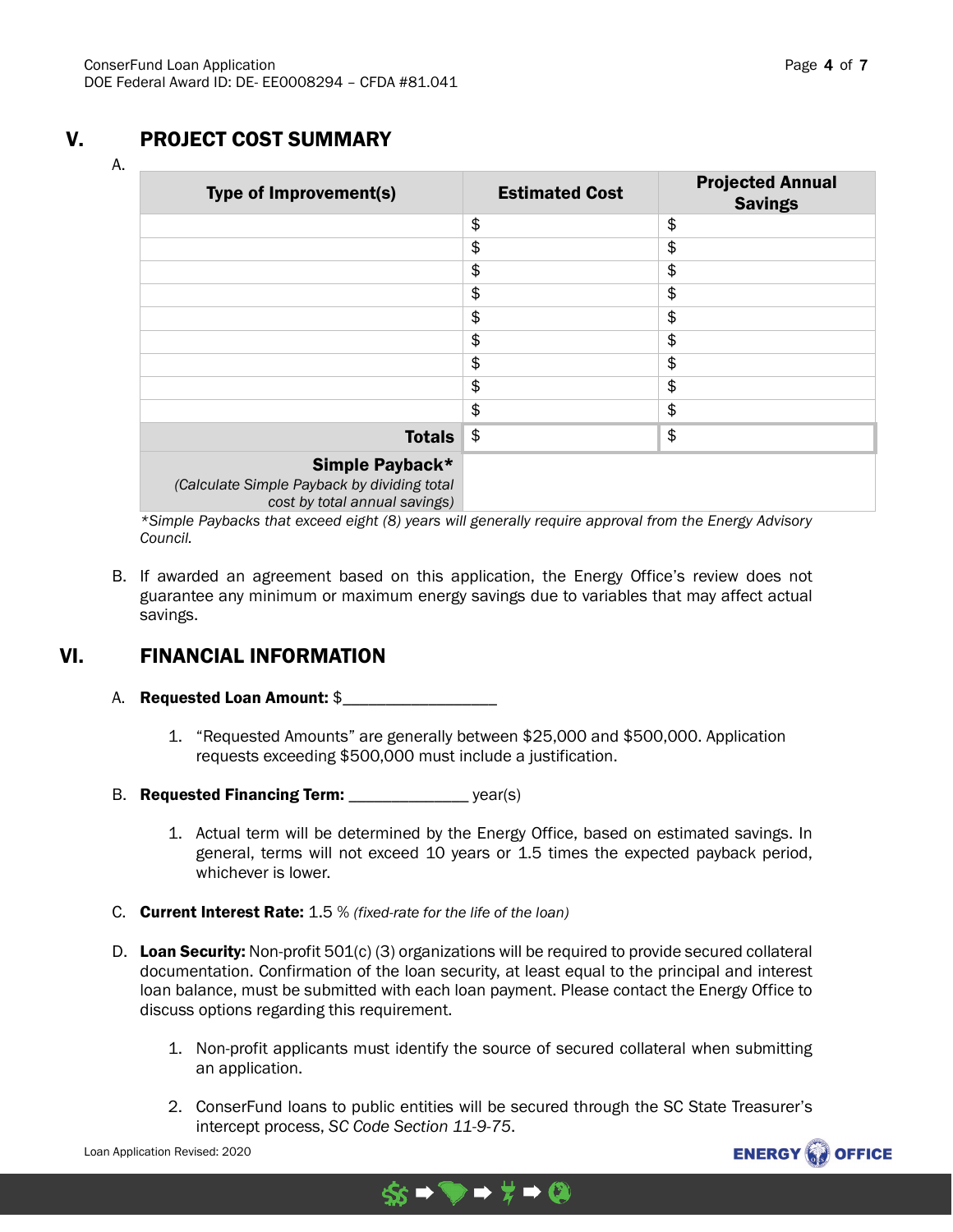## V. PROJECT COST SUMMARY

A.

| Type of Improvement(s) | Estimated Cost | Projected Annual Savings |
|---|---|---|
| | $ | $ |
| | $ | $ |
| | $ | $ |
| | $ | $ |
| | $ | $ |
| | $ | $ |
| | $ | $ |
| | $ | $ |
| | $ | $ |
| **Totals** | $ | $ |
| **Simple Payback*** *(Calculate Simple Payback by dividing total cost by total annual savings)* | | |

*Simple Paybacks that exceed eight (8) years will generally require approval from the Energy Advisory Council.*

B. If awarded an agreement based on this application, the Energy Office's review does not guarantee any minimum or maximum energy savings due to variables that may affect actual savings.

## VI. FINANCIAL INFORMATION

A. **Requested Loan Amount:** $__________________

1. "Requested Amounts" are generally between $25,000 and $500,000. Application requests exceeding $500,000 must include a justification.

B. **Requested Financing Term:** ______________ year(s)

1. Actual term will be determined by the Energy Office, based on estimated savings. In general, terms will not exceed 10 years or 1.5 times the expected payback period, whichever is lower.

C. **Current Interest Rate:** 1.5 % *(fixed-rate for the life of the loan)*

D. **Loan Security:** Non-profit 501(c) (3) organizations will be required to provide secured collateral documentation. Confirmation of the loan security, at least equal to the principal and interest loan balance, must be submitted with each loan payment. Please contact the Energy Office to discuss options regarding this requirement.

1. Non-profit applicants must identify the source of secured collateral when submitting an application.

2. ConserFund loans to public entities will be secured through the SC State Treasurer's intercept process, *SC Code Section 11-9-75*.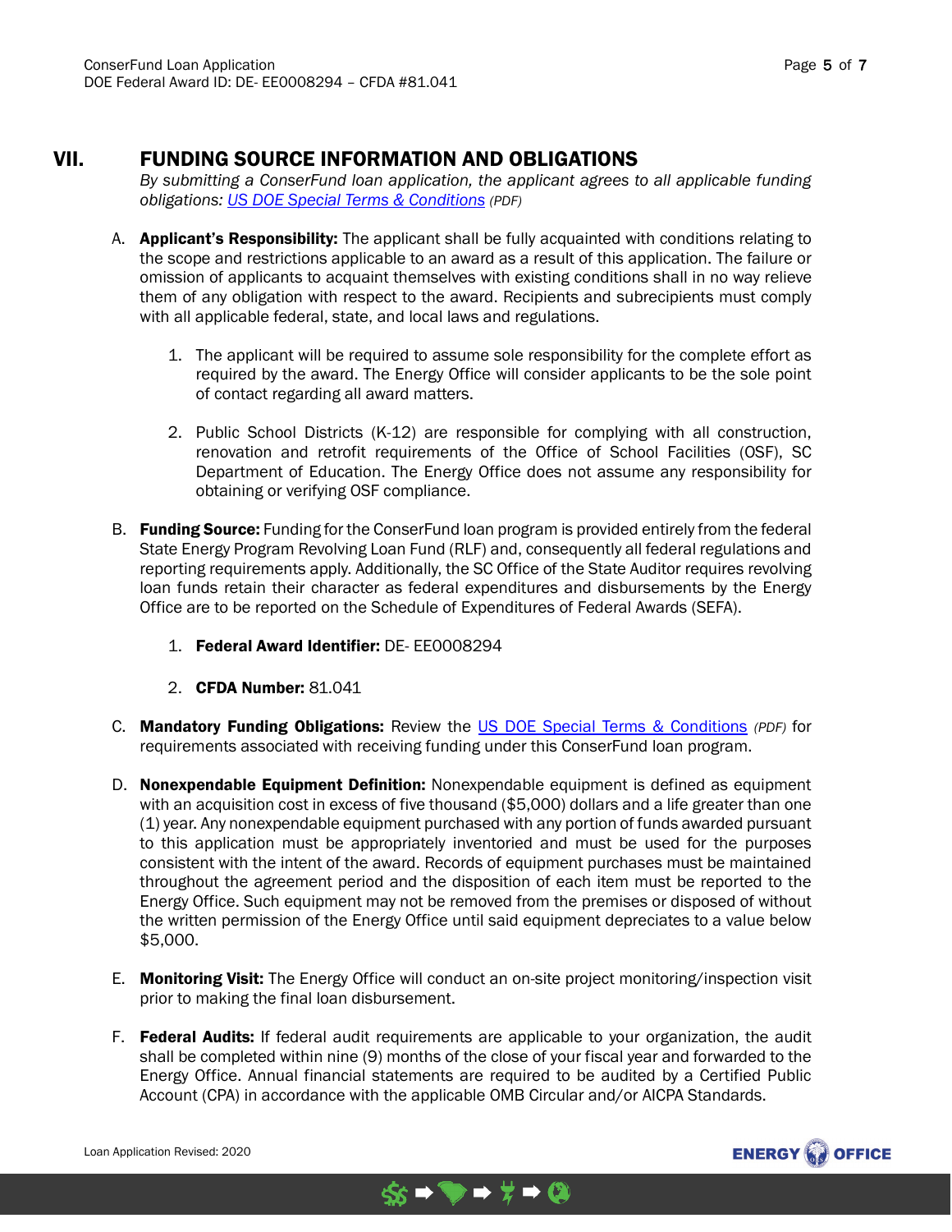## VII. FUNDING SOURCE INFORMATION AND OBLIGATIONS

*By submitting a ConserFund loan application, the applicant agrees to all applicable funding obligations: [US DOE Special Terms & Conditions](#) (PDF)*

A. **Applicant's Responsibility:** The applicant shall be fully acquainted with conditions relating to the scope and restrictions applicable to an award as a result of this application. The failure or omission of applicants to acquaint themselves with existing conditions shall in no way relieve them of any obligation with respect to the award. Recipients and subrecipients must comply with all applicable federal, state, and local laws and regulations.

   1. The applicant will be required to assume sole responsibility for the complete effort as required by the award. The Energy Office will consider applicants to be the sole point of contact regarding all award matters.

   2. Public School Districts (K-12) are responsible for complying with all construction, renovation and retrofit requirements of the Office of School Facilities (OSF), SC Department of Education. The Energy Office does not assume any responsibility for obtaining or verifying OSF compliance.

B. **Funding Source:** Funding for the ConserFund loan program is provided entirely from the federal State Energy Program Revolving Loan Fund (RLF) and, consequently all federal regulations and reporting requirements apply. Additionally, the SC Office of the State Auditor requires revolving loan funds retain their character as federal expenditures and disbursements by the Energy Office are to be reported on the Schedule of Expenditures of Federal Awards (SEFA).

   1. **Federal Award Identifier:** DE- EE0008294

   2. **CFDA Number:** 81.041

C. **Mandatory Funding Obligations:** Review the [US DOE Special Terms & Conditions](#) *(PDF)* for requirements associated with receiving funding under this ConserFund loan program.

D. **Nonexpendable Equipment Definition:** Nonexpendable equipment is defined as equipment with an acquisition cost in excess of five thousand ($5,000) dollars and a life greater than one (1) year. Any nonexpendable equipment purchased with any portion of funds awarded pursuant to this application must be appropriately inventoried and must be used for the purposes consistent with the intent of the award. Records of equipment purchases must be maintained throughout the agreement period and the disposition of each item must be reported to the Energy Office. Such equipment may not be removed from the premises or disposed of without the written permission of the Energy Office until said equipment depreciates to a value below $5,000.

E. **Monitoring Visit:** The Energy Office will conduct an on-site project monitoring/inspection visit prior to making the final loan disbursement.

F. **Federal Audits:** If federal audit requirements are applicable to your organization, the audit shall be completed within nine (9) months of the close of your fiscal year and forwarded to the Energy Office. Annual financial statements are required to be audited by a Certified Public Account (CPA) in accordance with the applicable OMB Circular and/or AICPA Standards.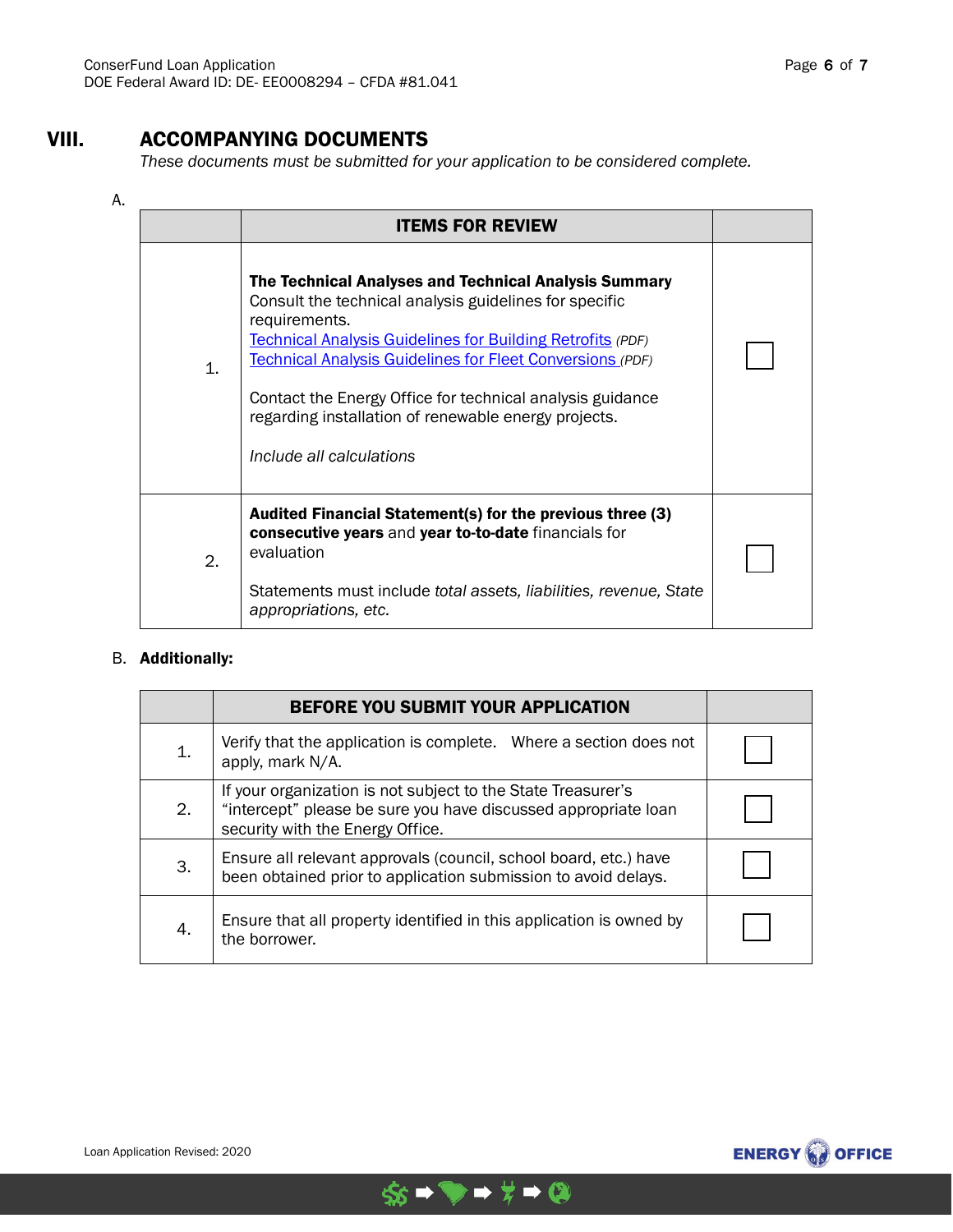## VIII. ACCOMPANYING DOCUMENTS

*These documents must be submitted for your application to be considered complete.*

A.

| | ITEMS FOR REVIEW | |
|---|---|---|
| 1. | **The Technical Analyses and Technical Analysis Summary** Consult the technical analysis guidelines for specific requirements. Technical Analysis Guidelines for Building Retrofits *(PDF)* Technical Analysis Guidelines for Fleet Conversions *(PDF)* Contact the Energy Office for technical analysis guidance regarding installation of renewable energy projects. *Include all calculations* | ☐ |
| 2. | **Audited Financial Statement(s) for the previous three (3) consecutive years** and **year to-to-date** financials for evaluation Statements must include *total assets, liabilities, revenue, State appropriations, etc.* | ☐ |

B. **Additionally:**

| | BEFORE YOU SUBMIT YOUR APPLICATION | |
|---|---|---|
| 1. | Verify that the application is complete. Where a section does not apply, mark N/A. | ☐ |
| 2. | If your organization is not subject to the State Treasurer's "intercept" please be sure you have discussed appropriate loan security with the Energy Office. | ☐ |
| 3. | Ensure all relevant approvals (council, school board, etc.) have been obtained prior to application submission to avoid delays. | ☐ |
| 4. | Ensure that all property identified in this application is owned by the borrower. | ☐ |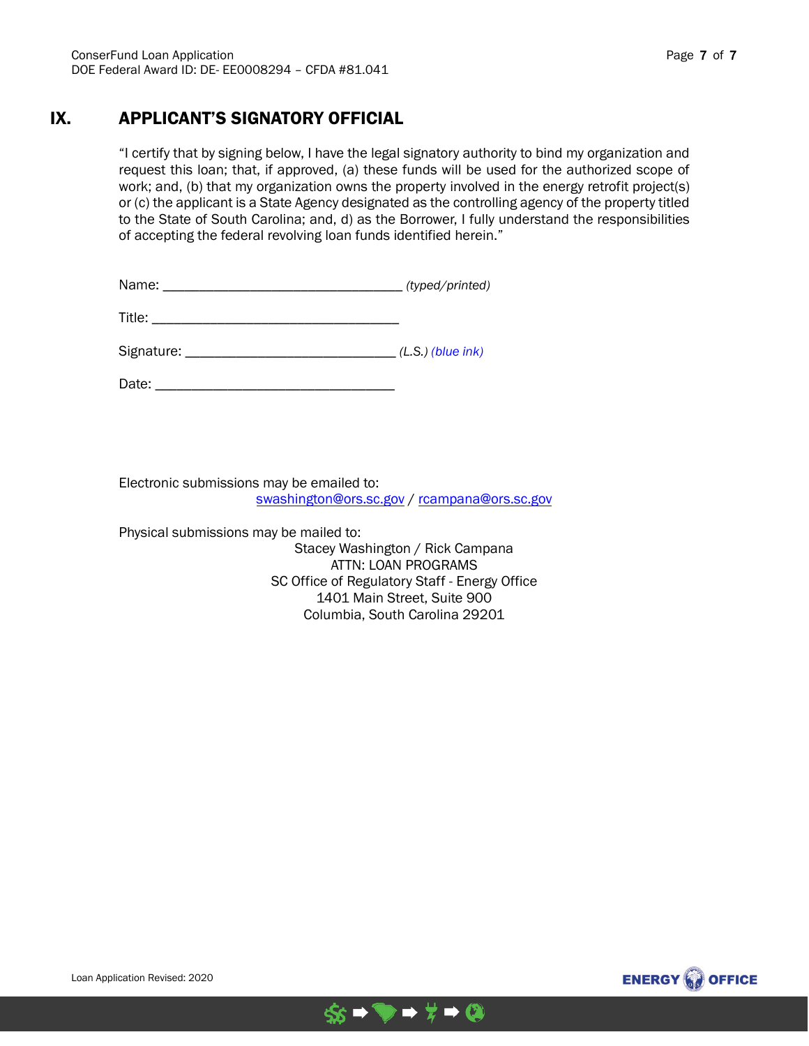## IX. APPLICANT'S SIGNATORY OFFICIAL

"I certify that by signing below, I have the legal signatory authority to bind my organization and request this loan; that, if approved, (a) these funds will be used for the authorized scope of work; and, (b) that my organization owns the property involved in the energy retrofit project(s) or (c) the applicant is a State Agency designated as the controlling agency of the property titled to the State of South Carolina; and, d) as the Borrower, I fully understand the responsibilities of accepting the federal revolving loan funds identified herein."

Name: ________________________________ *(typed/printed)*

Title: ________________________________

Signature: ____________________________ *(L.S.)* *(blue ink)*

Date: ________________________________

Electronic submissions may be emailed to:
swashington@ors.sc.gov / rcampana@ors.sc.gov

Physical submissions may be mailed to:

Stacey Washington / Rick Campana
ATTN: LOAN PROGRAMS
SC Office of Regulatory Staff - Energy Office
1401 Main Street, Suite 900
Columbia, South Carolina 29201